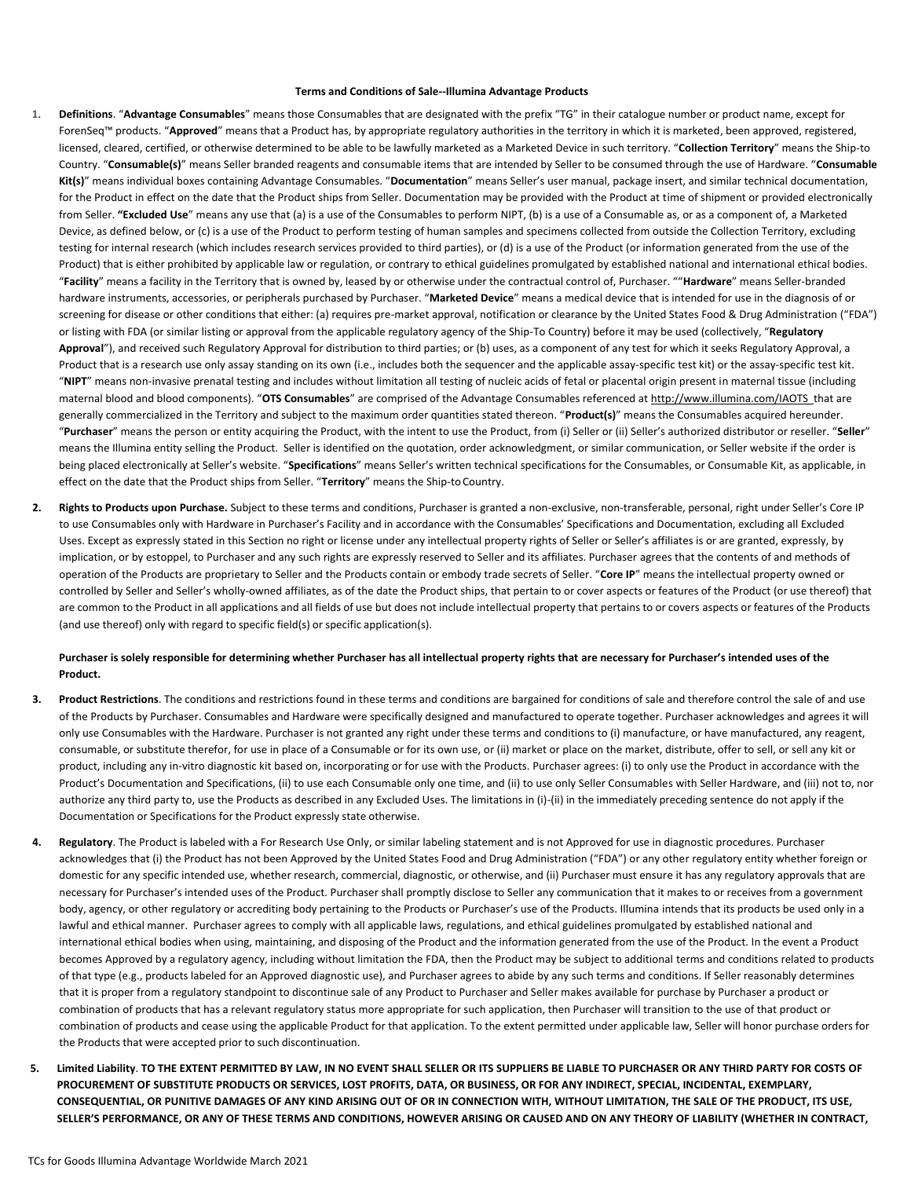**Terms and Conditions of Sale--Illumina Advantage Products**

1. **Definitions**. "**Advantage Consumables**" means those Consumables that are designated with the prefix "TG" in their catalogue number or product name, except for ForenSeq™ products. "**Approved**" means that a Product has, by appropriate regulatory authorities in the territory in which it is marketed, been approved, registered, licensed, cleared, certified, or otherwise determined to be able to be lawfully marketed as a Marketed Device in such territory. "**Collection Territory**" means the Ship-to Country. "**Consumable(s)**" means Seller branded reagents and consumable items that are intended by Seller to be consumed through the use of Hardware. "**Consumable Kit(s)**" means individual boxes containing Advantage Consumables. "**Documentation**" means Seller's user manual, package insert, and similar technical documentation, for the Product in effect on the date that the Product ships from Seller. Documentation may be provided with the Product at time of shipment or provided electronically from Seller. **"Excluded Use**" means any use that (a) is a use of the Consumables to perform NIPT, (b) is a use of a Consumable as, or as a component of, a Marketed Device, as defined below, or (c) is a use of the Product to perform testing of human samples and specimens collected from outside the Collection Territory, excluding testing for internal research (which includes research services provided to third parties), or (d) is a use of the Product (or information generated from the use of the Product) that is either prohibited by applicable law or regulation, or contrary to ethical guidelines promulgated by established national and international ethical bodies. "**Facility**" means a facility in the Territory that is owned by, leased by or otherwise under the contractual control of, Purchaser. ""**Hardware**" means Seller-branded hardware instruments, accessories, or peripherals purchased by Purchaser. "**Marketed Device**" means a medical device that is intended for use in the diagnosis of or screening for disease or other conditions that either: (a) requires pre-market approval, notification or clearance by the United States Food & Drug Administration ("FDA") or listing with FDA (or similar listing or approval from the applicable regulatory agency of the Ship-To Country) before it may be used (collectively, "**Regulatory Approval**"), and received such Regulatory Approval for distribution to third parties; or (b) uses, as a component of any test for which it seeks Regulatory Approval, a Product that is a research use only assay standing on its own (i.e., includes both the sequencer and the applicable assay-specific test kit) or the assay-specific test kit. "**NIPT**" means non-invasive prenatal testing and includes without limitation all testing of nucleic acids of fetal or placental origin present in maternal tissue (including maternal blood and blood components). "**OTS Consumables**" are comprised of the Advantage Consumables referenced at http://www.illumina.com/IAOTS that are generally commercialized in the Territory and subject to the maximum order quantities stated thereon. "**Product(s)**" means the Consumables acquired hereunder. "**Purchaser**" means the person or entity acquiring the Product, with the intent to use the Product, from (i) Seller or (ii) Seller's authorized distributor or reseller. "**Seller**" means the Illumina entity selling the Product. Seller is identified on the quotation, order acknowledgment, or similar communication, or Seller website if the order is being placed electronically at Seller's website. "**Specifications**" means Seller's written technical specifications for the Consumables, or Consumable Kit, as applicable, in effect on the date that the Product ships from Seller. "**Territory**" means the Ship-to Country.

2. **Rights to Products upon Purchase.** Subject to these terms and conditions, Purchaser is granted a non-exclusive, non-transferable, personal, right under Seller's Core IP to use Consumables only with Hardware in Purchaser's Facility and in accordance with the Consumables' Specifications and Documentation, excluding all Excluded Uses. Except as expressly stated in this Section no right or license under any intellectual property rights of Seller or Seller's affiliates is or are granted, expressly, by implication, or by estoppel, to Purchaser and any such rights are expressly reserved to Seller and its affiliates. Purchaser agrees that the contents of and methods of operation of the Products are proprietary to Seller and the Products contain or embody trade secrets of Seller. "**Core IP**" means the intellectual property owned or controlled by Seller and Seller's wholly-owned affiliates, as of the date the Product ships, that pertain to or cover aspects or features of the Product (or use thereof) that are common to the Product in all applications and all fields of use but does not include intellectual property that pertains to or covers aspects or features of the Products (and use thereof) only with regard to specific field(s) or specific application(s).

   **Purchaser is solely responsible for determining whether Purchaser has all intellectual property rights that are necessary for Purchaser's intended uses of the Product.**

3. **Product Restrictions**. The conditions and restrictions found in these terms and conditions are bargained for conditions of sale and therefore control the sale of and use of the Products by Purchaser. Consumables and Hardware were specifically designed and manufactured to operate together. Purchaser acknowledges and agrees it will only use Consumables with the Hardware. Purchaser is not granted any right under these terms and conditions to (i) manufacture, or have manufactured, any reagent, consumable, or substitute therefor, for use in place of a Consumable or for its own use, or (ii) market or place on the market, distribute, offer to sell, or sell any kit or product, including any in-vitro diagnostic kit based on, incorporating or for use with the Products. Purchaser agrees: (i) to only use the Product in accordance with the Product's Documentation and Specifications, (ii) to use each Consumable only one time, and (ii) to use only Seller Consumables with Seller Hardware, and (iii) not to, nor authorize any third party to, use the Products as described in any Excluded Uses. The limitations in (i)-(ii) in the immediately preceding sentence do not apply if the Documentation or Specifications for the Product expressly state otherwise.

4. **Regulatory**. The Product is labeled with a For Research Use Only, or similar labeling statement and is not Approved for use in diagnostic procedures. Purchaser acknowledges that (i) the Product has not been Approved by the United States Food and Drug Administration ("FDA") or any other regulatory entity whether foreign or domestic for any specific intended use, whether research, commercial, diagnostic, or otherwise, and (ii) Purchaser must ensure it has any regulatory approvals that are necessary for Purchaser's intended uses of the Product. Purchaser shall promptly disclose to Seller any communication that it makes to or receives from a government body, agency, or other regulatory or accrediting body pertaining to the Products or Purchaser's use of the Products. Illumina intends that its products be used only in a lawful and ethical manner. Purchaser agrees to comply with all applicable laws, regulations, and ethical guidelines promulgated by established national and international ethical bodies when using, maintaining, and disposing of the Product and the information generated from the use of the Product. In the event a Product becomes Approved by a regulatory agency, including without limitation the FDA, then the Product may be subject to additional terms and conditions related to products of that type (e.g., products labeled for an Approved diagnostic use), and Purchaser agrees to abide by any such terms and conditions. If Seller reasonably determines that it is proper from a regulatory standpoint to discontinue sale of any Product to Purchaser and Seller makes available for purchase by Purchaser a product or combination of products that has a relevant regulatory status more appropriate for such application, then Purchaser will transition to the use of that product or combination of products and cease using the applicable Product for that application. To the extent permitted under applicable law, Seller will honor purchase orders for the Products that were accepted prior to such discontinuation.

5. **Limited Liability**. **TO THE EXTENT PERMITTED BY LAW, IN NO EVENT SHALL SELLER OR ITS SUPPLIERS BE LIABLE TO PURCHASER OR ANY THIRD PARTY FOR COSTS OF PROCUREMENT OF SUBSTITUTE PRODUCTS OR SERVICES, LOST PROFITS, DATA, OR BUSINESS, OR FOR ANY INDIRECT, SPECIAL, INCIDENTAL, EXEMPLARY, CONSEQUENTIAL, OR PUNITIVE DAMAGES OF ANY KIND ARISING OUT OF OR IN CONNECTION WITH, WITHOUT LIMITATION, THE SALE OF THE PRODUCT, ITS USE, SELLER'S PERFORMANCE, OR ANY OF THESE TERMS AND CONDITIONS, HOWEVER ARISING OR CAUSED AND ON ANY THEORY OF LIABILITY (WHETHER IN CONTRACT,**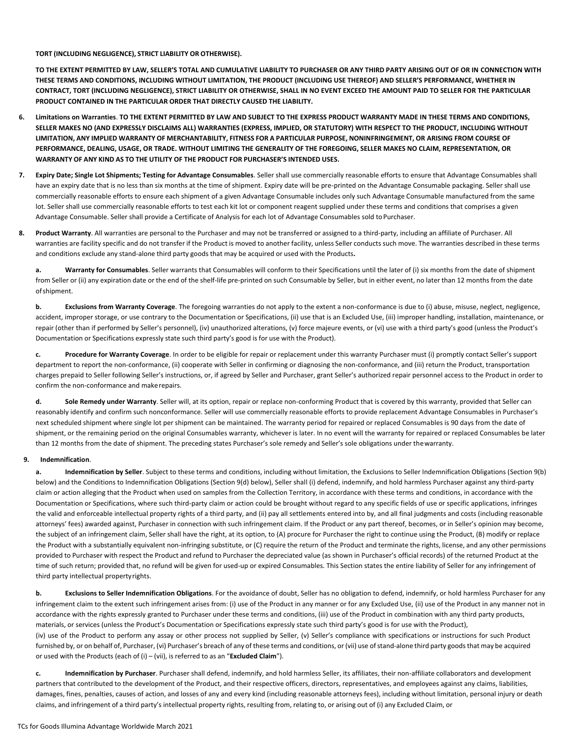**TORT (INCLUDING NEGLIGENCE), STRICT LIABILITY OR OTHERWISE).**

**TO THE EXTENT PERMITTED BY LAW, SELLER'S TOTAL AND CUMULATIVE LIABILITY TO PURCHASER OR ANY THIRD PARTY ARISING OUT OF OR IN CONNECTION WITH THESE TERMS AND CONDITIONS, INCLUDING WITHOUT LIMITATION, THE PRODUCT (INCLUDING USE THEREOF) AND SELLER'S PERFORMANCE, WHETHER IN CONTRACT, TORT (INCLUDING NEGLIGENCE), STRICT LIABILITY OR OTHERWISE, SHALL IN NO EVENT EXCEED THE AMOUNT PAID TO SELLER FOR THE PARTICULAR PRODUCT CONTAINED IN THE PARTICULAR ORDER THAT DIRECTLY CAUSED THE LIABILITY.**

6. **Limitations on Warranties**. **TO THE EXTENT PERMITTED BY LAW AND SUBJECT TO THE EXPRESS PRODUCT WARRANTY MADE IN THESE TERMS AND CONDITIONS, SELLER MAKES NO (AND EXPRESSLY DISCLAIMS ALL) WARRANTIES (EXPRESS, IMPLIED, OR STATUTORY) WITH RESPECT TO THE PRODUCT, INCLUDING WITHOUT LIMITATION, ANY IMPLIED WARRANTY OF MERCHANTABILITY, FITNESS FOR A PARTICULAR PURPOSE, NONINFRINGEMENT, OR ARISING FROM COURSE OF PERFORMANCE, DEALING, USAGE, OR TRADE. WITHOUT LIMITING THE GENERALITY OF THE FOREGOING, SELLER MAKES NO CLAIM, REPRESENTATION, OR WARRANTY OF ANY KIND AS TO THE UTILITY OF THE PRODUCT FOR PURCHASER'S INTENDED USES.**

7. **Expiry Date; Single Lot Shipments; Testing for Advantage Consumables**. Seller shall use commercially reasonable efforts to ensure that Advantage Consumables shall have an expiry date that is no less than six months at the time of shipment. Expiry date will be pre-printed on the Advantage Consumable packaging. Seller shall use commercially reasonable efforts to ensure each shipment of a given Advantage Consumable includes only such Advantage Consumable manufactured from the same lot. Seller shall use commercially reasonable efforts to test each kit lot or component reagent supplied under these terms and conditions that comprises a given Advantage Consumable. Seller shall provide a Certificate of Analysis for each lot of Advantage Consumables sold to Purchaser.

8. **Product Warranty**. All warranties are personal to the Purchaser and may not be transferred or assigned to a third-party, including an affiliate of Purchaser. All warranties are facility specific and do not transfer if the Product is moved to another facility, unless Seller conducts such move. The warranties described in these terms and conditions exclude any stand-alone third party goods that may be acquired or used with the Products**.**

   **a. Warranty for Consumables**. Seller warrants that Consumables will conform to their Specifications until the later of (i) six months from the date of shipment from Seller or (ii) any expiration date or the end of the shelf-life pre-printed on such Consumable by Seller, but in either event, no later than 12 months from the date of shipment.

   **b. Exclusions from Warranty Coverage**. The foregoing warranties do not apply to the extent a non-conformance is due to (i) abuse, misuse, neglect, negligence, accident, improper storage, or use contrary to the Documentation or Specifications, (ii) use that is an Excluded Use, (iii) improper handling, installation, maintenance, or repair (other than if performed by Seller's personnel), (iv) unauthorized alterations, (v) force majeure events, or (vi) use with a third party's good (unless the Product's Documentation or Specifications expressly state such third party's good is for use with the Product).

   **c. Procedure for Warranty Coverage**. In order to be eligible for repair or replacement under this warranty Purchaser must (i) promptly contact Seller's support department to report the non-conformance, (ii) cooperate with Seller in confirming or diagnosing the non-conformance, and (iii) return the Product, transportation charges prepaid to Seller following Seller's instructions, or, if agreed by Seller and Purchaser, grant Seller's authorized repair personnel access to the Product in order to confirm the non-conformance and make repairs.

   **d. Sole Remedy under Warranty**. Seller will, at its option, repair or replace non-conforming Product that is covered by this warranty, provided that Seller can reasonably identify and confirm such nonconformance. Seller will use commercially reasonable efforts to provide replacement Advantage Consumables in Purchaser's next scheduled shipment where single lot per shipment can be maintained. The warranty period for repaired or replaced Consumables is 90 days from the date of shipment, or the remaining period on the original Consumables warranty, whichever is later. In no event will the warranty for repaired or replaced Consumables be later than 12 months from the date of shipment. The preceding states Purchaser's sole remedy and Seller's sole obligations under the warranty.

9. **Indemnification**.

   **a. Indemnification by Seller**. Subject to these terms and conditions, including without limitation, the Exclusions to Seller Indemnification Obligations (Section 9(b) below) and the Conditions to Indemnification Obligations (Section 9(d) below), Seller shall (i) defend, indemnify, and hold harmless Purchaser against any third-party claim or action alleging that the Product when used on samples from the Collection Territory, in accordance with these terms and conditions, in accordance with the Documentation or Specifications, where such third-party claim or action could be brought without regard to any specific fields of use or specific applications, infringes the valid and enforceable intellectual property rights of a third party, and (ii) pay all settlements entered into by, and all final judgments and costs (including reasonable attorneys' fees) awarded against, Purchaser in connection with such infringement claim. If the Product or any part thereof, becomes, or in Seller's opinion may become, the subject of an infringement claim, Seller shall have the right, at its option, to (A) procure for Purchaser the right to continue using the Product, (B) modify or replace the Product with a substantially equivalent non-infringing substitute, or (C) require the return of the Product and terminate the rights, license, and any other permissions provided to Purchaser with respect the Product and refund to Purchaser the depreciated value (as shown in Purchaser's official records) of the returned Product at the time of such return; provided that, no refund will be given for used-up or expired Consumables. This Section states the entire liability of Seller for any infringement of third party intellectual property rights.

   **b. Exclusions to Seller Indemnification Obligations**. For the avoidance of doubt, Seller has no obligation to defend, indemnify, or hold harmless Purchaser for any infringement claim to the extent such infringement arises from: (i) use of the Product in any manner or for any Excluded Use, (ii) use of the Product in any manner not in accordance with the rights expressly granted to Purchaser under these terms and conditions, (iii) use of the Product in combination with any third party products, materials, or services (unless the Product's Documentation or Specifications expressly state such third party's good is for use with the Product), (iv) use of the Product to perform any assay or other process not supplied by Seller, (v) Seller's compliance with specifications or instructions for such Product furnished by, or on behalf of, Purchaser, (vi) Purchaser's breach of any of these terms and conditions, or (vii) use of stand-alone third party goods that may be acquired or used with the Products (each of (i) – (vii), is referred to as an "**Excluded Claim**").

   **c. Indemnification by Purchaser**. Purchaser shall defend, indemnify, and hold harmless Seller, its affiliates, their non-affiliate collaborators and development partners that contributed to the development of the Product, and their respective officers, directors, representatives, and employees against any claims, liabilities, damages, fines, penalties, causes of action, and losses of any and every kind (including reasonable attorneys fees), including without limitation, personal injury or death claims, and infringement of a third party's intellectual property rights, resulting from, relating to, or arising out of (i) any Excluded Claim, or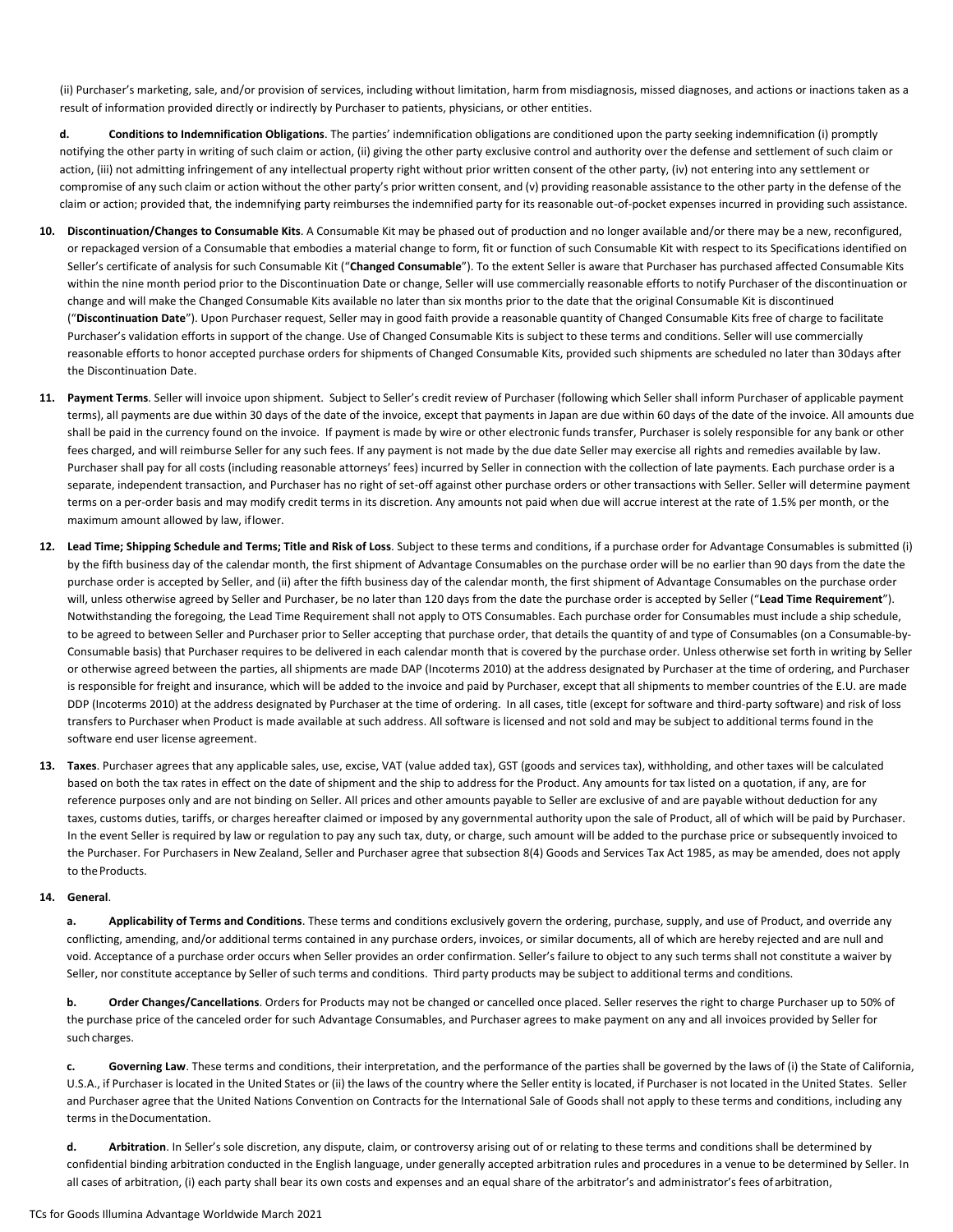(ii) Purchaser's marketing, sale, and/or provision of services, including without limitation, harm from misdiagnosis, missed diagnoses, and actions or inactions taken as a result of information provided directly or indirectly by Purchaser to patients, physicians, or other entities.

**d. Conditions to Indemnification Obligations**. The parties' indemnification obligations are conditioned upon the party seeking indemnification (i) promptly notifying the other party in writing of such claim or action, (ii) giving the other party exclusive control and authority over the defense and settlement of such claim or action, (iii) not admitting infringement of any intellectual property right without prior written consent of the other party, (iv) not entering into any settlement or compromise of any such claim or action without the other party's prior written consent, and (v) providing reasonable assistance to the other party in the defense of the claim or action; provided that, the indemnifying party reimburses the indemnified party for its reasonable out-of-pocket expenses incurred in providing such assistance.

**10. Discontinuation/Changes to Consumable Kits**. A Consumable Kit may be phased out of production and no longer available and/or there may be a new, reconfigured, or repackaged version of a Consumable that embodies a material change to form, fit or function of such Consumable Kit with respect to its Specifications identified on Seller's certificate of analysis for such Consumable Kit ("**Changed Consumable**"). To the extent Seller is aware that Purchaser has purchased affected Consumable Kits within the nine month period prior to the Discontinuation Date or change, Seller will use commercially reasonable efforts to notify Purchaser of the discontinuation or change and will make the Changed Consumable Kits available no later than six months prior to the date that the original Consumable Kit is discontinued ("**Discontinuation Date**"). Upon Purchaser request, Seller may in good faith provide a reasonable quantity of Changed Consumable Kits free of charge to facilitate Purchaser's validation efforts in support of the change. Use of Changed Consumable Kits is subject to these terms and conditions. Seller will use commercially reasonable efforts to honor accepted purchase orders for shipments of Changed Consumable Kits, provided such shipments are scheduled no later than 30days after the Discontinuation Date.

**11. Payment Terms**. Seller will invoice upon shipment. Subject to Seller's credit review of Purchaser (following which Seller shall inform Purchaser of applicable payment terms), all payments are due within 30 days of the date of the invoice, except that payments in Japan are due within 60 days of the date of the invoice. All amounts due shall be paid in the currency found on the invoice. If payment is made by wire or other electronic funds transfer, Purchaser is solely responsible for any bank or other fees charged, and will reimburse Seller for any such fees. If any payment is not made by the due date Seller may exercise all rights and remedies available by law. Purchaser shall pay for all costs (including reasonable attorneys' fees) incurred by Seller in connection with the collection of late payments. Each purchase order is a separate, independent transaction, and Purchaser has no right of set-off against other purchase orders or other transactions with Seller. Seller will determine payment terms on a per-order basis and may modify credit terms in its discretion. Any amounts not paid when due will accrue interest at the rate of 1.5% per month, or the maximum amount allowed by law, iflower.

**12. Lead Time; Shipping Schedule and Terms; Title and Risk of Loss**. Subject to these terms and conditions, if a purchase order for Advantage Consumables is submitted (i) by the fifth business day of the calendar month, the first shipment of Advantage Consumables on the purchase order will be no earlier than 90 days from the date the purchase order is accepted by Seller, and (ii) after the fifth business day of the calendar month, the first shipment of Advantage Consumables on the purchase order will, unless otherwise agreed by Seller and Purchaser, be no later than 120 days from the date the purchase order is accepted by Seller ("**Lead Time Requirement**"). Notwithstanding the foregoing, the Lead Time Requirement shall not apply to OTS Consumables. Each purchase order for Consumables must include a ship schedule, to be agreed to between Seller and Purchaser prior to Seller accepting that purchase order, that details the quantity of and type of Consumables (on a Consumable-by-Consumable basis) that Purchaser requires to be delivered in each calendar month that is covered by the purchase order. Unless otherwise set forth in writing by Seller or otherwise agreed between the parties, all shipments are made DAP (Incoterms 2010) at the address designated by Purchaser at the time of ordering, and Purchaser is responsible for freight and insurance, which will be added to the invoice and paid by Purchaser, except that all shipments to member countries of the E.U. are made DDP (Incoterms 2010) at the address designated by Purchaser at the time of ordering. In all cases, title (except for software and third-party software) and risk of loss transfers to Purchaser when Product is made available at such address. All software is licensed and not sold and may be subject to additional terms found in the software end user license agreement.

**13. Taxes**. Purchaser agrees that any applicable sales, use, excise, VAT (value added tax), GST (goods and services tax), withholding, and other taxes will be calculated based on both the tax rates in effect on the date of shipment and the ship to address for the Product. Any amounts for tax listed on a quotation, if any, are for reference purposes only and are not binding on Seller. All prices and other amounts payable to Seller are exclusive of and are payable without deduction for any taxes, customs duties, tariffs, or charges hereafter claimed or imposed by any governmental authority upon the sale of Product, all of which will be paid by Purchaser. In the event Seller is required by law or regulation to pay any such tax, duty, or charge, such amount will be added to the purchase price or subsequently invoiced to the Purchaser. For Purchasers in New Zealand, Seller and Purchaser agree that subsection 8(4) Goods and Services Tax Act 1985, as may be amended, does not apply to the Products.

**14. General**.

**a. Applicability of Terms and Conditions**. These terms and conditions exclusively govern the ordering, purchase, supply, and use of Product, and override any conflicting, amending, and/or additional terms contained in any purchase orders, invoices, or similar documents, all of which are hereby rejected and are null and void. Acceptance of a purchase order occurs when Seller provides an order confirmation. Seller's failure to object to any such terms shall not constitute a waiver by Seller, nor constitute acceptance by Seller of such terms and conditions. Third party products may be subject to additional terms and conditions.

**b. Order Changes/Cancellations**. Orders for Products may not be changed or cancelled once placed. Seller reserves the right to charge Purchaser up to 50% of the purchase price of the canceled order for such Advantage Consumables, and Purchaser agrees to make payment on any and all invoices provided by Seller for such charges.

**c. Governing Law**. These terms and conditions, their interpretation, and the performance of the parties shall be governed by the laws of (i) the State of California, U.S.A., if Purchaser is located in the United States or (ii) the laws of the country where the Seller entity is located, if Purchaser is not located in the United States. Seller and Purchaser agree that the United Nations Convention on Contracts for the International Sale of Goods shall not apply to these terms and conditions, including any terms in theDocumentation.

**d. Arbitration**. In Seller's sole discretion, any dispute, claim, or controversy arising out of or relating to these terms and conditions shall be determined by confidential binding arbitration conducted in the English language, under generally accepted arbitration rules and procedures in a venue to be determined by Seller. In all cases of arbitration, (i) each party shall bear its own costs and expenses and an equal share of the arbitrator's and administrator's fees ofarbitration,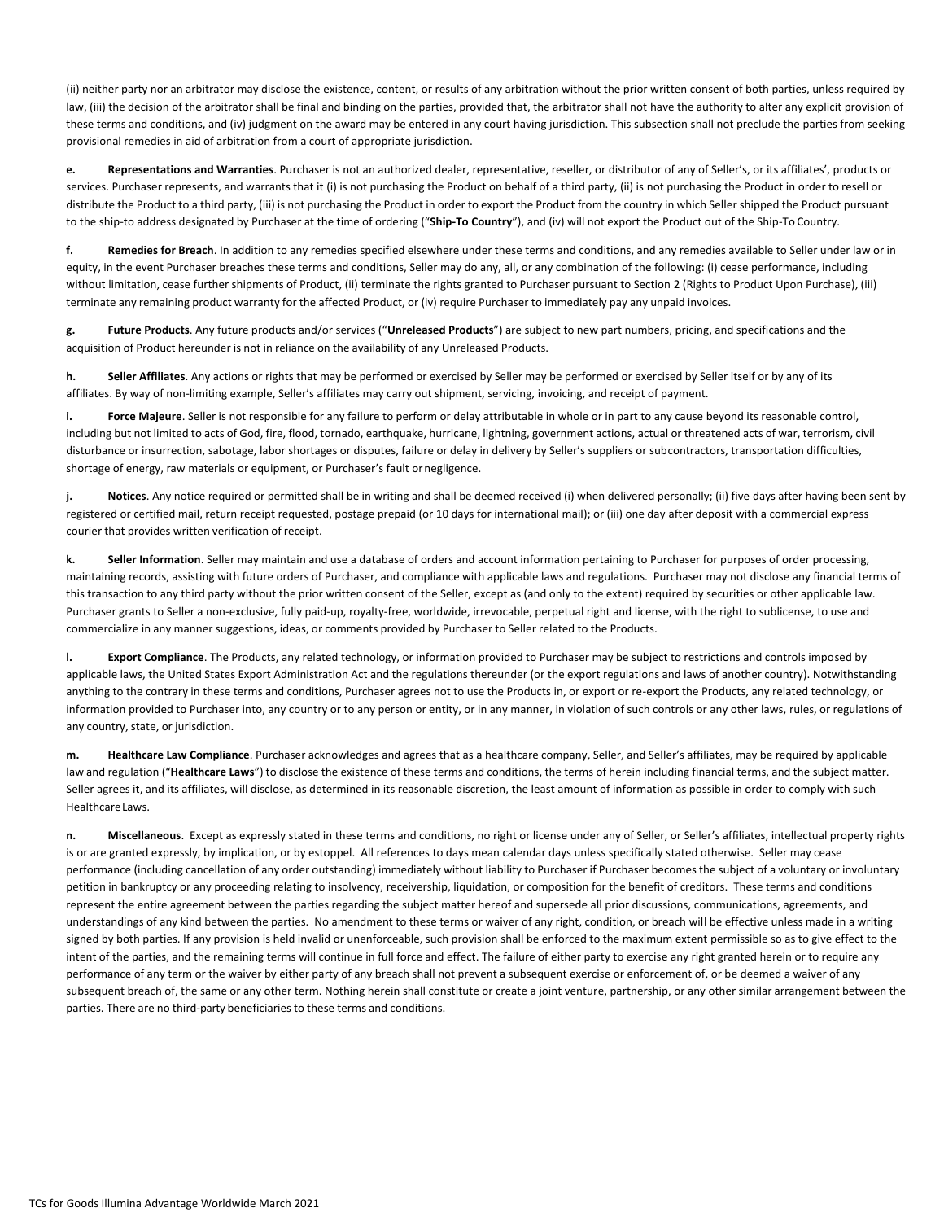(ii) neither party nor an arbitrator may disclose the existence, content, or results of any arbitration without the prior written consent of both parties, unless required by law, (iii) the decision of the arbitrator shall be final and binding on the parties, provided that, the arbitrator shall not have the authority to alter any explicit provision of these terms and conditions, and (iv) judgment on the award may be entered in any court having jurisdiction. This subsection shall not preclude the parties from seeking provisional remedies in aid of arbitration from a court of appropriate jurisdiction.

**e. Representations and Warranties**. Purchaser is not an authorized dealer, representative, reseller, or distributor of any of Seller's, or its affiliates', products or services. Purchaser represents, and warrants that it (i) is not purchasing the Product on behalf of a third party, (ii) is not purchasing the Product in order to resell or distribute the Product to a third party, (iii) is not purchasing the Product in order to export the Product from the country in which Seller shipped the Product pursuant to the ship-to address designated by Purchaser at the time of ordering ("**Ship-To Country**"), and (iv) will not export the Product out of the Ship-To Country.

**f. Remedies for Breach**. In addition to any remedies specified elsewhere under these terms and conditions, and any remedies available to Seller under law or in equity, in the event Purchaser breaches these terms and conditions, Seller may do any, all, or any combination of the following: (i) cease performance, including without limitation, cease further shipments of Product, (ii) terminate the rights granted to Purchaser pursuant to Section 2 (Rights to Product Upon Purchase), (iii) terminate any remaining product warranty for the affected Product, or (iv) require Purchaser to immediately pay any unpaid invoices.

**g. Future Products**. Any future products and/or services ("**Unreleased Products**") are subject to new part numbers, pricing, and specifications and the acquisition of Product hereunder is not in reliance on the availability of any Unreleased Products.

**h. Seller Affiliates**. Any actions or rights that may be performed or exercised by Seller may be performed or exercised by Seller itself or by any of its affiliates. By way of non-limiting example, Seller's affiliates may carry out shipment, servicing, invoicing, and receipt of payment.

**i. Force Majeure**. Seller is not responsible for any failure to perform or delay attributable in whole or in part to any cause beyond its reasonable control, including but not limited to acts of God, fire, flood, tornado, earthquake, hurricane, lightning, government actions, actual or threatened acts of war, terrorism, civil disturbance or insurrection, sabotage, labor shortages or disputes, failure or delay in delivery by Seller's suppliers or subcontractors, transportation difficulties, shortage of energy, raw materials or equipment, or Purchaser's fault or negligence.

**j. Notices**. Any notice required or permitted shall be in writing and shall be deemed received (i) when delivered personally; (ii) five days after having been sent by registered or certified mail, return receipt requested, postage prepaid (or 10 days for international mail); or (iii) one day after deposit with a commercial express courier that provides written verification of receipt.

**k. Seller Information**. Seller may maintain and use a database of orders and account information pertaining to Purchaser for purposes of order processing, maintaining records, assisting with future orders of Purchaser, and compliance with applicable laws and regulations. Purchaser may not disclose any financial terms of this transaction to any third party without the prior written consent of the Seller, except as (and only to the extent) required by securities or other applicable law. Purchaser grants to Seller a non-exclusive, fully paid-up, royalty-free, worldwide, irrevocable, perpetual right and license, with the right to sublicense, to use and commercialize in any manner suggestions, ideas, or comments provided by Purchaser to Seller related to the Products.

**l. Export Compliance**. The Products, any related technology, or information provided to Purchaser may be subject to restrictions and controls imposed by applicable laws, the United States Export Administration Act and the regulations thereunder (or the export regulations and laws of another country). Notwithstanding anything to the contrary in these terms and conditions, Purchaser agrees not to use the Products in, or export or re-export the Products, any related technology, or information provided to Purchaser into, any country or to any person or entity, or in any manner, in violation of such controls or any other laws, rules, or regulations of any country, state, or jurisdiction.

**m. Healthcare Law Compliance**. Purchaser acknowledges and agrees that as a healthcare company, Seller, and Seller's affiliates, may be required by applicable law and regulation ("**Healthcare Laws**") to disclose the existence of these terms and conditions, the terms of herein including financial terms, and the subject matter. Seller agrees it, and its affiliates, will disclose, as determined in its reasonable discretion, the least amount of information as possible in order to comply with such Healthcare Laws.

**n. Miscellaneous**. Except as expressly stated in these terms and conditions, no right or license under any of Seller, or Seller's affiliates, intellectual property rights is or are granted expressly, by implication, or by estoppel. All references to days mean calendar days unless specifically stated otherwise. Seller may cease performance (including cancellation of any order outstanding) immediately without liability to Purchaser if Purchaser becomes the subject of a voluntary or involuntary petition in bankruptcy or any proceeding relating to insolvency, receivership, liquidation, or composition for the benefit of creditors. These terms and conditions represent the entire agreement between the parties regarding the subject matter hereof and supersede all prior discussions, communications, agreements, and understandings of any kind between the parties. No amendment to these terms or waiver of any right, condition, or breach will be effective unless made in a writing signed by both parties. If any provision is held invalid or unenforceable, such provision shall be enforced to the maximum extent permissible so as to give effect to the intent of the parties, and the remaining terms will continue in full force and effect. The failure of either party to exercise any right granted herein or to require any performance of any term or the waiver by either party of any breach shall not prevent a subsequent exercise or enforcement of, or be deemed a waiver of any subsequent breach of, the same or any other term. Nothing herein shall constitute or create a joint venture, partnership, or any other similar arrangement between the parties. There are no third-party beneficiaries to these terms and conditions.